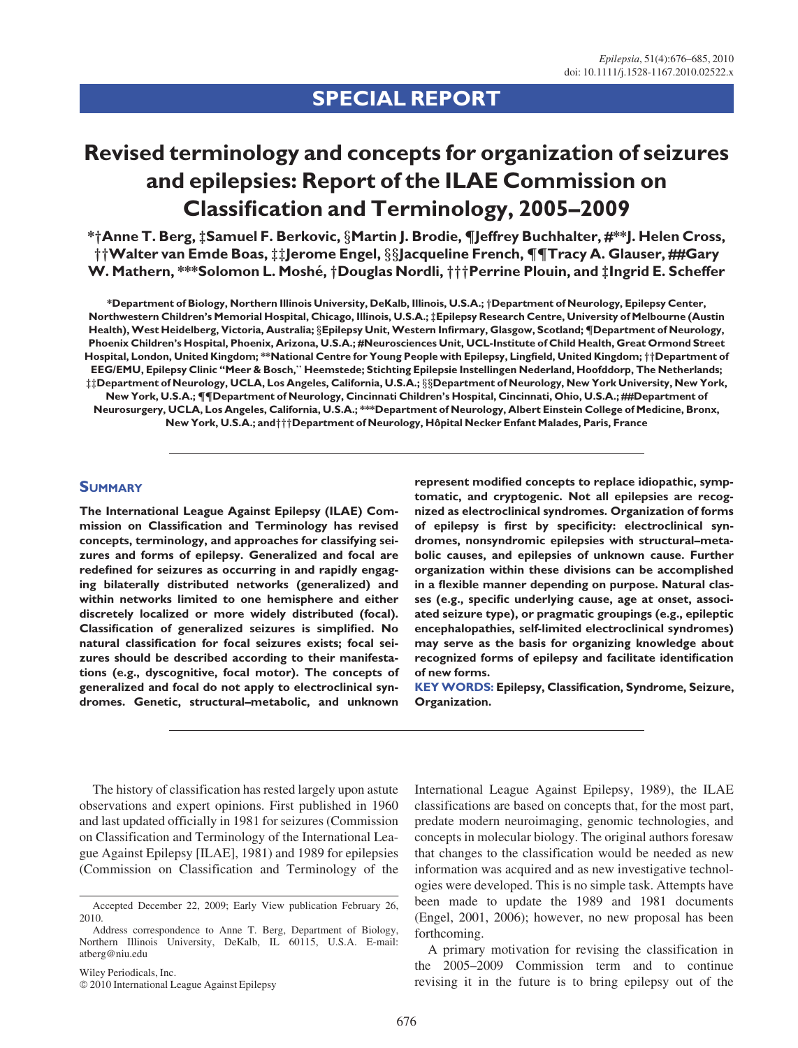# SPECIAL REPORT

# Revised terminology and concepts for organization of seizures and epilepsies: Report of the ILAE Commission on Classification and Terminology, 2005–2009

**\*†Anne T. Berg, ‡Samuel F. Berkovic, §Martin J. Brodie, ¶Jeffrey Buchhalter, #\*\*J. Helen Cross, ††Walter van Emde Boas, ‡‡Jerome Engel, §§Jacqueline French, ¶¶Tracy A. Glauser, ##Gary W. Mathern, \*\*\*Solomon L. Moshé, †Douglas Nordli, †††Perrine Plouin, and ‡Ingrid E. Scheffer**

\*Department of Biology, Northern Illinois University, DeKalb, Illinois, U.S.A.; †Department of Neurology, Epilepsy Center, Northwestern Children's Memorial Hospital, Chicago, Illinois, U.S.A.; ‡Epilepsy Research Centre, University of Melbourne (Austin Health), West Heidelberg, Victoria, Australia; §Epilepsy Unit, Western Infirmary, Glasgow, Scotland; ¶Department of Neurology, Phoenix Children's Hospital, Phoenix, Arizona, U.S.A.; #Neurosciences Unit, UCL-Institute of Child Health, Great Ormond Street Hospital, London, United Kingdom; \*\*National Centre for Young People with Epilepsy, Lingfield, United Kingdom; ††Department of EEG/EMU, Epilepsy Clinic "Meer & Bosch," Heemstede; Stichting Epilepsie Instellingen Nederland, Hoofddorp, The Netherlands; ‡‡Department of Neurology, UCLA, Los Angeles, California, U.S.A.; §§Department of Neurology, New York University, New York, New York, U.S.A.; ¶¶Department of Neurology, Cincinnati Children's Hospital, Cincinnati, Ohio, U.S.A.; ##Department of Neurosurgery, UCLA, Los Angeles, California, U.S.A.; \*\*\*Department of Neurology, Albert Einstein College of Medicine, Bronx, New York, U.S.A.; and†††Department of Neurology, Hôpital Necker Enfant Malades, Paris, France

## Summary

**The International League Against Epilepsy (ILAE) Commission on Classification and Terminology has revised concepts, terminology, and approaches for classifying seizures and forms of epilepsy. Generalized and focal are redefined for seizures as occurring in and rapidly engaging bilaterally distributed networks (generalized) and within networks limited to one hemisphere and either discretely localized or more widely distributed (focal). Classification of generalized seizures is simplified. No natural classification for focal seizures exists; focal seizures should be described according to their manifestations (e.g., dyscognitive, focal motor). The concepts of generalized and focal do not apply to electroclinical syndromes. Genetic, structural–metabolic, and unknown represent modified concepts to replace idiopathic, symptomatic, and cryptogenic. Not all epilepsies are recognized as electroclinical syndromes. Organization of forms of epilepsy is first by specificity: electroclinical syndromes, nonsyndromic epilepsies with structural–metabolic causes, and epilepsies of unknown cause. Further organization within these divisions can be accomplished in a flexible manner depending on purpose. Natural classes (e.g., specific underlying cause, age at onset, associated seizure type), or pragmatic groupings (e.g., epileptic encephalopathies, self-limited electroclinical syndromes) may serve as the basis for organizing knowledge about recognized forms of epilepsy and facilitate identification of new forms.**

**KEY WORDS: Epilepsy, Classification, Syndrome, Seizure, Organization.**

The history of classification has rested largely upon astute observations and expert opinions. First published in 1960 and last updated officially in 1981 for seizures (Commission on Classification and Terminology of the International League Against Epilepsy [ILAE], 1981) and 1989 for epilepsies (Commission on Classification and Terminology of the International League Against Epilepsy, 1989), the ILAE classifications are based on concepts that, for the most part, predate modern neuroimaging, genomic technologies, and concepts in molecular biology. The original authors foresaw that changes to the classification would be needed as new information was acquired and as new investigative technologies were developed. This is no simple task. Attempts have been made to update the 1989 and 1981 documents (Engel, 2001, 2006); however, no new proposal has been forthcoming.

A primary motivation for revising the classification in the 2005–2009 Commission term and to continue revising it in the future is to bring epilepsy out of the

Accepted December 22, 2009; Early View publication February 26, 2010.

Address correspondence to Anne T. Berg, Department of Biology, Northern Illinois University, DeKalb, IL 60115, U.S.A. E-mail: atberg@niu.edu

Wiley Periodicals, Inc.
© 2010 International League Against Epilepsy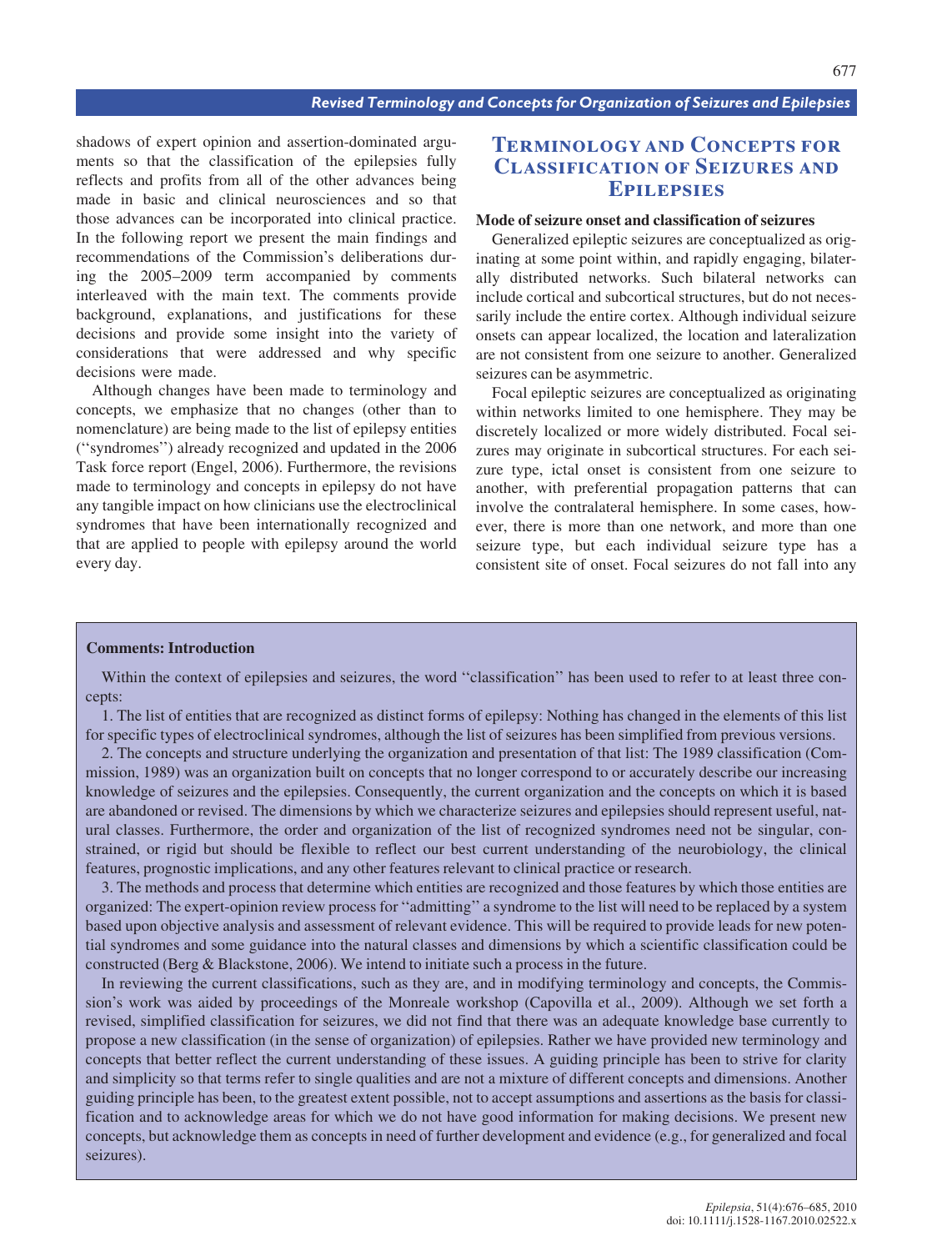shadows of expert opinion and assertion-dominated arguments so that the classification of the epilepsies fully reflects and profits from all of the other advances being made in basic and clinical neurosciences and so that those advances can be incorporated into clinical practice. In the following report we present the main findings and recommendations of the Commission's deliberations during the 2005–2009 term accompanied by comments interleaved with the main text. The comments provide background, explanations, and justifications for these decisions and provide some insight into the variety of considerations that were addressed and why specific decisions were made.

Although changes have been made to terminology and concepts, we emphasize that no changes (other than to nomenclature) are being made to the list of epilepsy entities (''syndromes'') already recognized and updated in the 2006 Task force report (Engel, 2006). Furthermore, the revisions made to terminology and concepts in epilepsy do not have any tangible impact on how clinicians use the electroclinical syndromes that have been internationally recognized and that are applied to people with epilepsy around the world every day.

## Terminology and Concepts for Classification of Seizures and Epilepsies

### Mode of seizure onset and classification of seizures

Generalized epileptic seizures are conceptualized as originating at some point within, and rapidly engaging, bilaterally distributed networks. Such bilateral networks can include cortical and subcortical structures, but do not necessarily include the entire cortex. Although individual seizure onsets can appear localized, the location and lateralization are not consistent from one seizure to another. Generalized seizures can be asymmetric.

Focal epileptic seizures are conceptualized as originating within networks limited to one hemisphere. They may be discretely localized or more widely distributed. Focal seizures may originate in subcortical structures. For each seizure type, ictal onset is consistent from one seizure to another, with preferential propagation patterns that can involve the contralateral hemisphere. In some cases, however, there is more than one network, and more than one seizure type, but each individual seizure type has a consistent site of onset. Focal seizures do not fall into any

**Comments: Introduction**

Within the context of epilepsies and seizures, the word ''classification'' has been used to refer to at least three concepts:

1. The list of entities that are recognized as distinct forms of epilepsy: Nothing has changed in the elements of this list for specific types of electroclinical syndromes, although the list of seizures has been simplified from previous versions.
2. The concepts and structure underlying the organization and presentation of that list: The 1989 classification (Commission, 1989) was an organization built on concepts that no longer correspond to or accurately describe our increasing knowledge of seizures and the epilepsies. Consequently, the current organization and the concepts on which it is based are abandoned or revised. The dimensions by which we characterize seizures and epilepsies should represent useful, natural classes. Furthermore, the order and organization of the list of recognized syndromes need not be singular, constrained, or rigid but should be flexible to reflect our best current understanding of the neurobiology, the clinical features, prognostic implications, and any other features relevant to clinical practice or research.
3. The methods and process that determine which entities are recognized and those features by which those entities are organized: The expert-opinion review process for ''admitting'' a syndrome to the list will need to be replaced by a system based upon objective analysis and assessment of relevant evidence. This will be required to provide leads for new potential syndromes and some guidance into the natural classes and dimensions by which a scientific classification could be constructed (Berg & Blackstone, 2006). We intend to initiate such a process in the future.

In reviewing the current classifications, such as they are, and in modifying terminology and concepts, the Commission's work was aided by proceedings of the Monreale workshop (Capovilla et al., 2009). Although we set forth a revised, simplified classification for seizures, we did not find that there was an adequate knowledge base currently to propose a new classification (in the sense of organization) of epilepsies. Rather we have provided new terminology and concepts that better reflect the current understanding of these issues. A guiding principle has been to strive for clarity and simplicity so that terms refer to single qualities and are not a mixture of different concepts and dimensions. Another guiding principle has been, to the greatest extent possible, not to accept assumptions and assertions as the basis for classification and to acknowledge areas for which we do not have good information for making decisions. We present new concepts, but acknowledge them as concepts in need of further development and evidence (e.g., for generalized and focal seizures).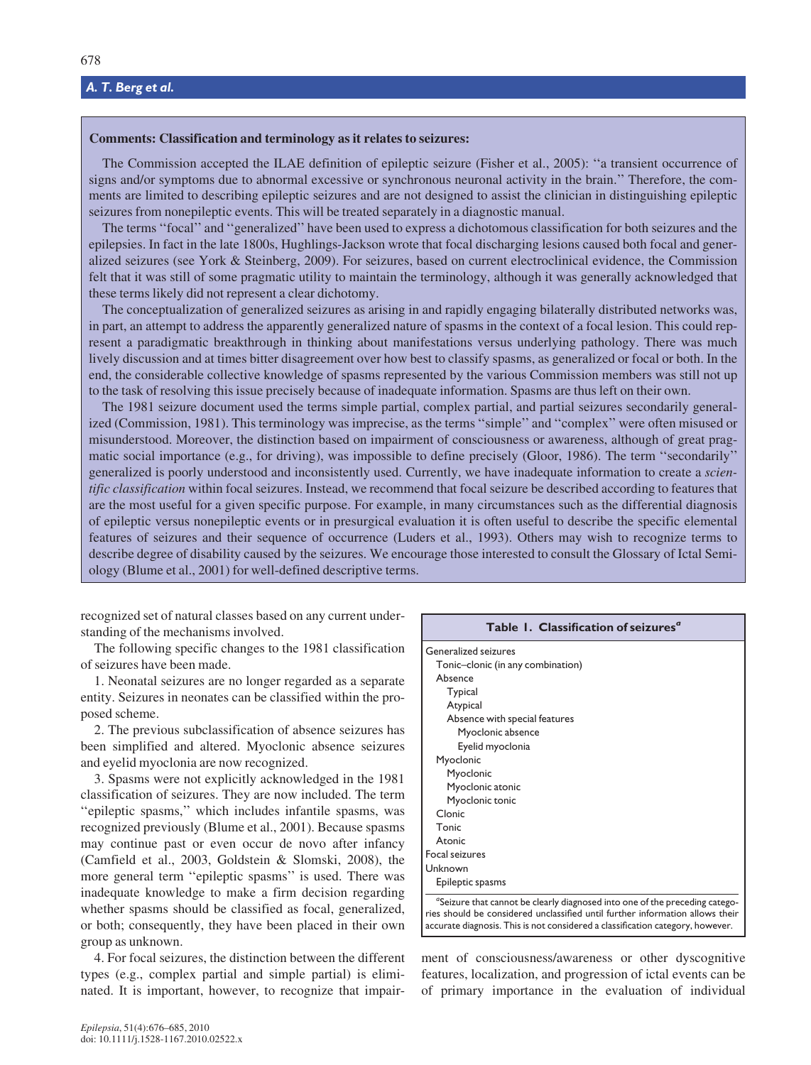**Comments: Classification and terminology as it relates to seizures:**

The Commission accepted the ILAE definition of epileptic seizure (Fisher et al., 2005): ''a transient occurrence of signs and/or symptoms due to abnormal excessive or synchronous neuronal activity in the brain.'' Therefore, the comments are limited to describing epileptic seizures and are not designed to assist the clinician in distinguishing epileptic seizures from nonepileptic events. This will be treated separately in a diagnostic manual.

The terms ''focal'' and ''generalized'' have been used to express a dichotomous classification for both seizures and the epilepsies. In fact in the late 1800s, Hughlings-Jackson wrote that focal discharging lesions caused both focal and generalized seizures (see York & Steinberg, 2009). For seizures, based on current electroclinical evidence, the Commission felt that it was still of some pragmatic utility to maintain the terminology, although it was generally acknowledged that these terms likely did not represent a clear dichotomy.

The conceptualization of generalized seizures as arising in and rapidly engaging bilaterally distributed networks was, in part, an attempt to address the apparently generalized nature of spasms in the context of a focal lesion. This could represent a paradigmatic breakthrough in thinking about manifestations versus underlying pathology. There was much lively discussion and at times bitter disagreement over how best to classify spasms, as generalized or focal or both. In the end, the considerable collective knowledge of spasms represented by the various Commission members was still not up to the task of resolving this issue precisely because of inadequate information. Spasms are thus left on their own.

The 1981 seizure document used the terms simple partial, complex partial, and partial seizures secondarily generalized (Commission, 1981). This terminology was imprecise, as the terms ''simple'' and ''complex'' were often misused or misunderstood. Moreover, the distinction based on impairment of consciousness or awareness, although of great pragmatic social importance (e.g., for driving), was impossible to define precisely (Gloor, 1986). The term ''secondarily'' generalized is poorly understood and inconsistently used. Currently, we have inadequate information to create a *scientific classification* within focal seizures. Instead, we recommend that focal seizure be described according to features that are the most useful for a given specific purpose. For example, in many circumstances such as the differential diagnosis of epileptic versus nonepileptic events or in presurgical evaluation it is often useful to describe the specific elemental features of seizures and their sequence of occurrence (Luders et al., 1993). Others may wish to recognize terms to describe degree of disability caused by the seizures. We encourage those interested to consult the Glossary of Ictal Semiology (Blume et al., 2001) for well-defined descriptive terms.

recognized set of natural classes based on any current understanding of the mechanisms involved.

The following specific changes to the 1981 classification of seizures have been made.

1. Neonatal seizures are no longer regarded as a separate entity. Seizures in neonates can be classified within the proposed scheme.

2. The previous subclassification of absence seizures has been simplified and altered. Myoclonic absence seizures and eyelid myoclonia are now recognized.

3. Spasms were not explicitly acknowledged in the 1981 classification of seizures. They are now included. The term ''epileptic spasms,'' which includes infantile spasms, was recognized previously (Blume et al., 2001). Because spasms may continue past or even occur de novo after infancy (Camfield et al., 2003, Goldstein & Slomski, 2008), the more general term ''epileptic spasms'' is used. There was inadequate knowledge to make a firm decision regarding whether spasms should be classified as focal, generalized, or both; consequently, they have been placed in their own group as unknown.

4. For focal seizures, the distinction between the different types (e.g., complex partial and simple partial) is eliminated. It is important, however, to recognize that impairment of consciousness/awareness or other dyscognitive features, localization, and progression of ictal events can be of primary importance in the evaluation of individual

**Table 1. Classification of seizures[a]**

- Generalized seizures
  - Tonic–clonic (in any combination)
  - Absence
    - Typical
    - Atypical
    - Absence with special features
      - Myoclonic absence
      - Eyelid myoclonia
  - Myoclonic
    - Myoclonic
    - Myoclonic atonic
    - Myoclonic tonic
  - Clonic
  - Tonic
  - Atonic
- Focal seizures
- Unknown
  - Epileptic spasms

[a]Seizure that cannot be clearly diagnosed into one of the preceding categories should be considered unclassified until further information allows their accurate diagnosis. This is not considered a classification category, however.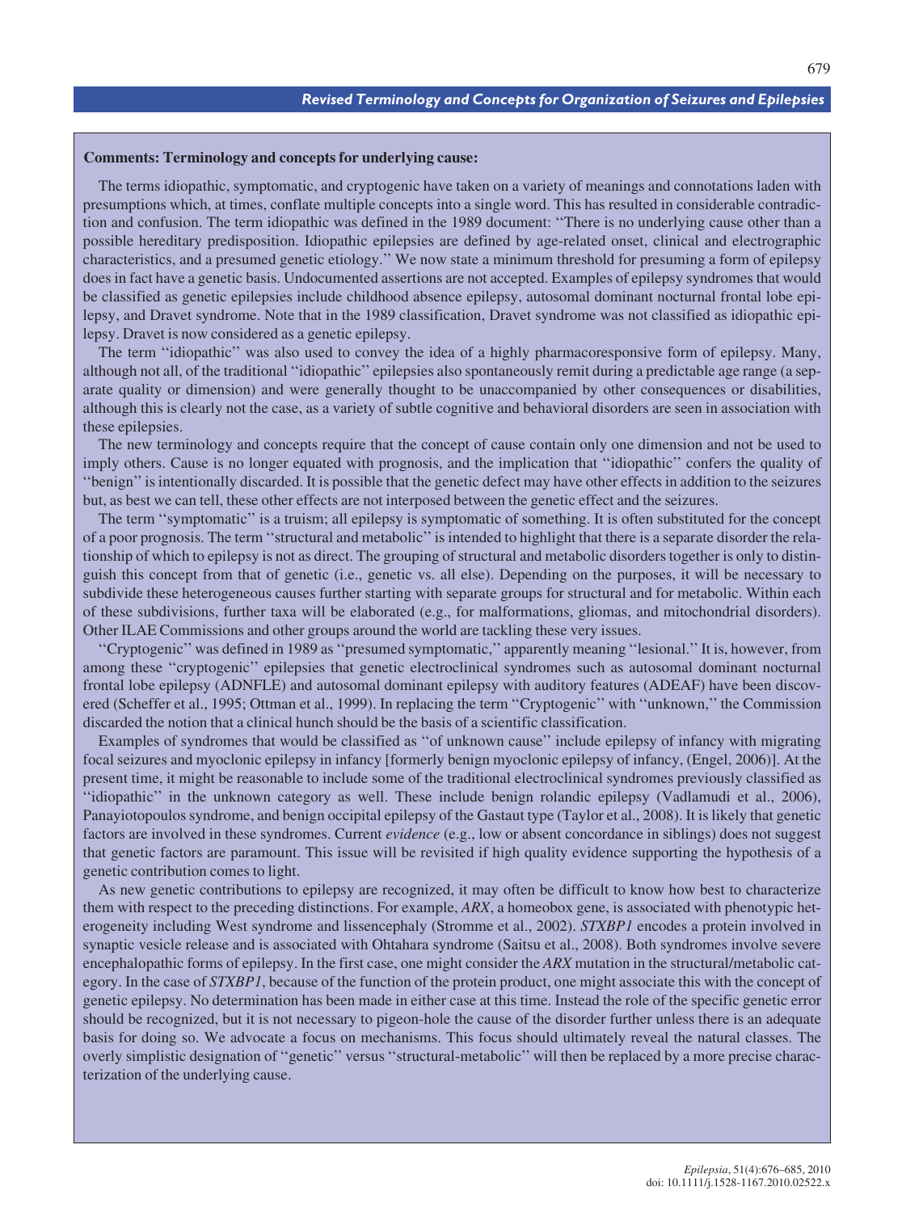**Comments: Terminology and concepts for underlying cause:**

The terms idiopathic, symptomatic, and cryptogenic have taken on a variety of meanings and connotations laden with presumptions which, at times, conflate multiple concepts into a single word. This has resulted in considerable contradiction and confusion. The term idiopathic was defined in the 1989 document: ''There is no underlying cause other than a possible hereditary predisposition. Idiopathic epilepsies are defined by age-related onset, clinical and electrographic characteristics, and a presumed genetic etiology.'' We now state a minimum threshold for presuming a form of epilepsy does in fact have a genetic basis. Undocumented assertions are not accepted. Examples of epilepsy syndromes that would be classified as genetic epilepsies include childhood absence epilepsy, autosomal dominant nocturnal frontal lobe epilepsy, and Dravet syndrome. Note that in the 1989 classification, Dravet syndrome was not classified as idiopathic epilepsy. Dravet is now considered as a genetic epilepsy.

The term ''idiopathic'' was also used to convey the idea of a highly pharmacoresponsive form of epilepsy. Many, although not all, of the traditional ''idiopathic'' epilepsies also spontaneously remit during a predictable age range (a separate quality or dimension) and were generally thought to be unaccompanied by other consequences or disabilities, although this is clearly not the case, as a variety of subtle cognitive and behavioral disorders are seen in association with these epilepsies.

The new terminology and concepts require that the concept of cause contain only one dimension and not be used to imply others. Cause is no longer equated with prognosis, and the implication that ''idiopathic'' confers the quality of ''benign'' is intentionally discarded. It is possible that the genetic defect may have other effects in addition to the seizures but, as best we can tell, these other effects are not interposed between the genetic effect and the seizures.

The term ''symptomatic'' is a truism; all epilepsy is symptomatic of something. It is often substituted for the concept of a poor prognosis. The term ''structural and metabolic'' is intended to highlight that there is a separate disorder the relationship of which to epilepsy is not as direct. The grouping of structural and metabolic disorders together is only to distinguish this concept from that of genetic (i.e., genetic vs. all else). Depending on the purposes, it will be necessary to subdivide these heterogeneous causes further starting with separate groups for structural and for metabolic. Within each of these subdivisions, further taxa will be elaborated (e.g., for malformations, gliomas, and mitochondrial disorders). Other ILAE Commissions and other groups around the world are tackling these very issues.

''Cryptogenic'' was defined in 1989 as ''presumed symptomatic,'' apparently meaning ''lesional.'' It is, however, from among these ''cryptogenic'' epilepsies that genetic electroclinical syndromes such as autosomal dominant nocturnal frontal lobe epilepsy (ADNFLE) and autosomal dominant epilepsy with auditory features (ADEAF) have been discovered (Scheffer et al., 1995; Ottman et al., 1999). In replacing the term ''Cryptogenic'' with ''unknown,'' the Commission discarded the notion that a clinical hunch should be the basis of a scientific classification.

Examples of syndromes that would be classified as ''of unknown cause'' include epilepsy of infancy with migrating focal seizures and myoclonic epilepsy in infancy [formerly benign myoclonic epilepsy of infancy, (Engel, 2006)]. At the present time, it might be reasonable to include some of the traditional electroclinical syndromes previously classified as ''idiopathic'' in the unknown category as well. These include benign rolandic epilepsy (Vadlamudi et al., 2006), Panayiotopoulos syndrome, and benign occipital epilepsy of the Gastaut type (Taylor et al., 2008). It is likely that genetic factors are involved in these syndromes. Current *evidence* (e.g., low or absent concordance in siblings) does not suggest that genetic factors are paramount. This issue will be revisited if high quality evidence supporting the hypothesis of a genetic contribution comes to light.

As new genetic contributions to epilepsy are recognized, it may often be difficult to know how best to characterize them with respect to the preceding distinctions. For example, *ARX*, a homeobox gene, is associated with phenotypic heterogeneity including West syndrome and lissencephaly (Stromme et al., 2002). *STXBP1* encodes a protein involved in synaptic vesicle release and is associated with Ohtahara syndrome (Saitsu et al., 2008). Both syndromes involve severe encephalopathic forms of epilepsy. In the first case, one might consider the *ARX* mutation in the structural/metabolic category. In the case of *STXBP1*, because of the function of the protein product, one might associate this with the concept of genetic epilepsy. No determination has been made in either case at this time. Instead the role of the specific genetic error should be recognized, but it is not necessary to pigeon-hole the cause of the disorder further unless there is an adequate basis for doing so. We advocate a focus on mechanisms. This focus should ultimately reveal the natural classes. The overly simplistic designation of ''genetic'' versus ''structural-metabolic'' will then be replaced by a more precise characterization of the underlying cause.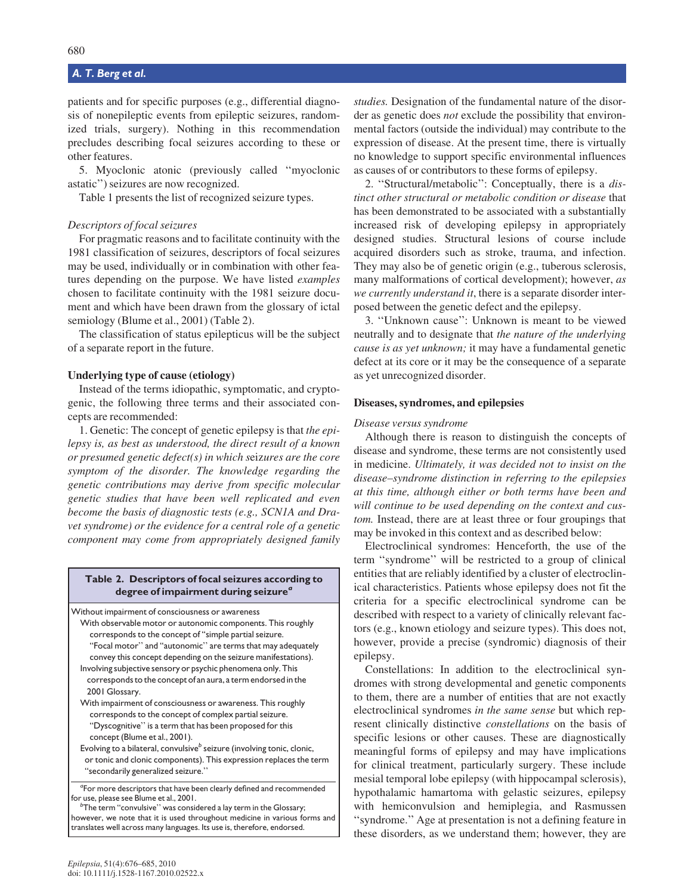patients and for specific purposes (e.g., differential diagnosis of nonepileptic events from epileptic seizures, randomized trials, surgery). Nothing in this recommendation precludes describing focal seizures according to these or other features.

5. Myoclonic atonic (previously called ''myoclonic astatic'') seizures are now recognized.

Table 1 presents the list of recognized seizure types.

*Descriptors of focal seizures*

For pragmatic reasons and to facilitate continuity with the 1981 classification of seizures, descriptors of focal seizures may be used, individually or in combination with other features depending on the purpose. We have listed *examples* chosen to facilitate continuity with the 1981 seizure document and which have been drawn from the glossary of ictal semiology (Blume et al., 2001) (Table 2).

The classification of status epilepticus will be the subject of a separate report in the future.

**Table 2. Descriptors of focal seizures according to degree of impairment during seizure[a]**

Without impairment of consciousness or awareness
- With observable motor or autonomic components. This roughly corresponds to the concept of ''simple partial seizure. ''Focal motor'' and ''autonomic'' are terms that may adequately convey this concept depending on the seizure manifestations).
- Involving subjective sensory or psychic phenomena only. This corresponds to the concept of an aura, a term endorsed in the 2001 Glossary.
- With impairment of consciousness or awareness. This roughly corresponds to the concept of complex partial seizure. ''Dyscognitive'' is a term that has been proposed for this concept (Blume et al., 2001).
- Evolving to a bilateral, convulsive[b] seizure (involving tonic, clonic, or tonic and clonic components). This expression replaces the term ''secondarily generalized seizure.''

[a]For more descriptors that have been clearly defined and recommended for use, please see Blume et al., 2001.
[b]The term ''convulsive'' was considered a lay term in the Glossary; however, we note that it is used throughout medicine in various forms and translates well across many languages. Its use is, therefore, endorsed.

## Underlying type of cause (etiology)

Instead of the terms idiopathic, symptomatic, and cryptogenic, the following three terms and their associated concepts are recommended:

1. Genetic: The concept of genetic epilepsy is that *the epilepsy is, as best as understood, the direct result of a known or presumed genetic defect(s) in which seizures are the core symptom of the disorder. The knowledge regarding the genetic contributions may derive from specific molecular genetic studies that have been well replicated and even become the basis of diagnostic tests (e.g., SCN1A and Dravet syndrome) or the evidence for a central role of a genetic component may come from appropriately designed family studies.* Designation of the fundamental nature of the disorder as genetic does *not* exclude the possibility that environmental factors (outside the individual) may contribute to the expression of disease. At the present time, there is virtually no knowledge to support specific environmental influences as causes of or contributors to these forms of epilepsy.

2. ''Structural/metabolic'': Conceptually, there is a *distinct other structural or metabolic condition or disease* that has been demonstrated to be associated with a substantially increased risk of developing epilepsy in appropriately designed studies. Structural lesions of course include acquired disorders such as stroke, trauma, and infection. They may also be of genetic origin (e.g., tuberous sclerosis, many malformations of cortical development); however, *as we currently understand it*, there is a separate disorder interposed between the genetic defect and the epilepsy.

3. ''Unknown cause'': Unknown is meant to be viewed neutrally and to designate that *the nature of the underlying cause is as yet unknown;* it may have a fundamental genetic defect at its core or it may be the consequence of a separate as yet unrecognized disorder.

## Diseases, syndromes, and epilepsies

*Disease versus syndrome*

Although there is reason to distinguish the concepts of disease and syndrome, these terms are not consistently used in medicine. *Ultimately, it was decided not to insist on the disease–syndrome distinction in referring to the epilepsies at this time, although either or both terms have been and will continue to be used depending on the context and custom.* Instead, there are at least three or four groupings that may be invoked in this context and as described below:

Electroclinical syndromes: Henceforth, the use of the term ''syndrome'' will be restricted to a group of clinical entities that are reliably identified by a cluster of electroclinical characteristics. Patients whose epilepsy does not fit the criteria for a specific electroclinical syndrome can be described with respect to a variety of clinically relevant factors (e.g., known etiology and seizure types). This does not, however, provide a precise (syndromic) diagnosis of their epilepsy.

Constellations: In addition to the electroclinical syndromes with strong developmental and genetic components to them, there are a number of entities that are not exactly electroclinical syndromes *in the same sense* but which represent clinically distinctive *constellations* on the basis of specific lesions or other causes. These are diagnostically meaningful forms of epilepsy and may have implications for clinical treatment, particularly surgery. These include mesial temporal lobe epilepsy (with hippocampal sclerosis), hypothalamic hamartoma with gelastic seizures, epilepsy with hemiconvulsion and hemiplegia, and Rasmussen ''syndrome.'' Age at presentation is not a defining feature in these disorders, as we understand them; however, they are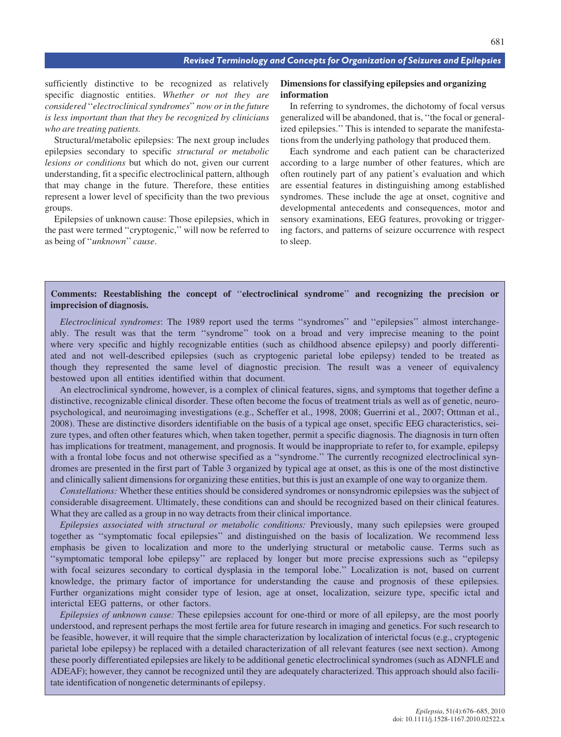sufficiently distinctive to be recognized as relatively specific diagnostic entities. *Whether or not they are considered ''electroclinical syndromes'' now or in the future is less important than that they be recognized by clinicians who are treating patients.*

Structural/metabolic epilepsies: The next group includes epilepsies secondary to specific *structural or metabolic lesions or conditions* but which do not, given our current understanding, fit a specific electroclinical pattern, although that may change in the future. Therefore, these entities represent a lower level of specificity than the two previous groups.

Epilepsies of unknown cause: Those epilepsies, which in the past were termed ''cryptogenic,'' will now be referred to as being of ''*unknown*'' *cause*.

**Dimensions for classifying epilepsies and organizing information**

In referring to syndromes, the dichotomy of focal versus generalized will be abandoned, that is, ''the focal or generalized epilepsies.'' This is intended to separate the manifestations from the underlying pathology that produced them.

Each syndrome and each patient can be characterized according to a large number of other features, which are often routinely part of any patient's evaluation and which are essential features in distinguishing among established syndromes. These include the age at onset, cognitive and developmental antecedents and consequences, motor and sensory examinations, EEG features, provoking or triggering factors, and patterns of seizure occurrence with respect to sleep.

**Comments: Reestablishing the concept of ''electroclinical syndrome'' and recognizing the precision or imprecision of diagnosis.**

*Electroclinical syndromes*: The 1989 report used the terms ''syndromes'' and ''epilepsies'' almost interchangeably. The result was that the term ''syndrome'' took on a broad and very imprecise meaning to the point where very specific and highly recognizable entities (such as childhood absence epilepsy) and poorly differentiated and not well-described epilepsies (such as cryptogenic parietal lobe epilepsy) tended to be treated as though they represented the same level of diagnostic precision. The result was a veneer of equivalency bestowed upon all entities identified within that document.

An electroclinical syndrome, however, is a complex of clinical features, signs, and symptoms that together define a distinctive, recognizable clinical disorder. These often become the focus of treatment trials as well as of genetic, neuropsychological, and neuroimaging investigations (e.g., Scheffer et al., 1998, 2008; Guerrini et al., 2007; Ottman et al., 2008). These are distinctive disorders identifiable on the basis of a typical age onset, specific EEG characteristics, seizure types, and often other features which, when taken together, permit a specific diagnosis. The diagnosis in turn often has implications for treatment, management, and prognosis. It would be inappropriate to refer to, for example, epilepsy with a frontal lobe focus and not otherwise specified as a ''syndrome.'' The currently recognized electroclinical syndromes are presented in the first part of Table 3 organized by typical age at onset, as this is one of the most distinctive and clinically salient dimensions for organizing these entities, but this is just an example of one way to organize them.

*Constellations:* Whether these entities should be considered syndromes or nonsyndromic epilepsies was the subject of considerable disagreement. Ultimately, these conditions can and should be recognized based on their clinical features. What they are called as a group in no way detracts from their clinical importance.

*Epilepsies associated with structural or metabolic conditions:* Previously, many such epilepsies were grouped together as ''symptomatic focal epilepsies'' and distinguished on the basis of localization. We recommend less emphasis be given to localization and more to the underlying structural or metabolic cause. Terms such as ''symptomatic temporal lobe epilepsy'' are replaced by longer but more precise expressions such as ''epilepsy with focal seizures secondary to cortical dysplasia in the temporal lobe.'' Localization is not, based on current knowledge, the primary factor of importance for understanding the cause and prognosis of these epilepsies. Further organizations might consider type of lesion, age at onset, localization, seizure type, specific ictal and interictal EEG patterns, or other factors.

*Epilepsies of unknown cause:* These epilepsies account for one-third or more of all epilepsy, are the most poorly understood, and represent perhaps the most fertile area for future research in imaging and genetics. For such research to be feasible, however, it will require that the simple characterization by localization of interictal focus (e.g., cryptogenic parietal lobe epilepsy) be replaced with a detailed characterization of all relevant features (see next section). Among these poorly differentiated epilepsies are likely to be additional genetic electroclinical syndromes (such as ADNFLE and ADEAF); however, they cannot be recognized until they are adequately characterized. This approach should also facilitate identification of nongenetic determinants of epilepsy.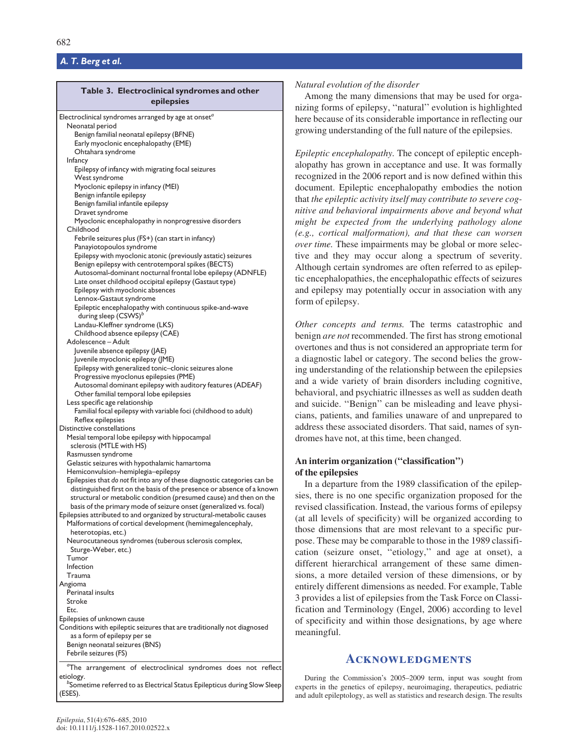**Table 3. Electroclinical syndromes and other epilepsies**

Electroclinical syndromes arranged by age at onset[a]

- Neonatal period
  - Benign familial neonatal epilepsy (BFNE)
  - Early myoclonic encephalopathy (EME)
  - Ohtahara syndrome
- Infancy
  - Epilepsy of infancy with migrating focal seizures
  - West syndrome
  - Myoclonic epilepsy in infancy (MEI)
  - Benign infantile epilepsy
  - Benign familial infantile epilepsy
  - Dravet syndrome
  - Myoclonic encephalopathy in nonprogressive disorders
- Childhood
  - Febrile seizures plus (FS+) (can start in infancy)
  - Panayiotopoulos syndrome
  - Epilepsy with myoclonic atonic (previously astatic) seizures
  - Benign epilepsy with centrotemporal spikes (BECTS)
  - Autosomal-dominant nocturnal frontal lobe epilepsy (ADNFLE)
  - Late onset childhood occipital epilepsy (Gastaut type)
  - Epilepsy with myoclonic absences
  - Lennox-Gastaut syndrome
  - Epileptic encephalopathy with continuous spike-and-wave during sleep (CSWS)[b]
  - Landau-Kleffner syndrome (LKS)
  - Childhood absence epilepsy (CAE)
- Adolescence – Adult
  - Juvenile absence epilepsy (JAE)
  - Juvenile myoclonic epilepsy (JME)
  - Epilepsy with generalized tonic–clonic seizures alone
  - Progressive myoclonus epilepsies (PME)
  - Autosomal dominant epilepsy with auditory features (ADEAF)
  - Other familial temporal lobe epilepsies
- Less specific age relationship
  - Familial focal epilepsy with variable foci (childhood to adult)
  - Reflex epilepsies

Distinctive constellations

- Mesial temporal lobe epilepsy with hippocampal sclerosis (MTLE with HS)
- Rasmussen syndrome
- Gelastic seizures with hypothalamic hamartoma
- Hemiconvulsion–hemiplegia–epilepsy
- Epilepsies that *do not* fit into any of these diagnostic categories can be distinguished first on the basis of the presence or absence of a known structural or metabolic condition (presumed cause) and then on the basis of the primary mode of seizure onset (generalized vs. focal)

Epilepsies attributed to and organized by structural-metabolic causes

- Malformations of cortical development (hemimegalencephaly, heterotopias, etc.)
- Neurocutaneous syndromes (tuberous sclerosis complex, Sturge-Weber, etc.)
- Tumor
- Infection
- Trauma

Angioma

- Perinatal insults
- Stroke
- Etc.

Epilepsies of unknown cause

Conditions with epileptic seizures that are traditionally not diagnosed as a form of epilepsy per se

- Benign neonatal seizures (BNS)
- Febrile seizures (FS)

[a]The arrangement of electroclinical syndromes does not reflect etiology.
[b]Sometime referred to as Electrical Status Epilepticus during Slow Sleep (ESES).

*Natural evolution of the disorder*

Among the many dimensions that may be used for organizing forms of epilepsy, "natural" evolution is highlighted here because of its considerable importance in reflecting our growing understanding of the full nature of the epilepsies.

*Epileptic encephalopathy.* The concept of epileptic encephalopathy has grown in acceptance and use. It was formally recognized in the 2006 report and is now defined within this document. Epileptic encephalopathy embodies the notion that *the epileptic activity itself may contribute to severe cognitive and behavioral impairments above and beyond what might be expected from the underlying pathology alone (e.g., cortical malformation), and that these can worsen over time.* These impairments may be global or more selective and they may occur along a spectrum of severity. Although certain syndromes are often referred to as epileptic encephalopathies, the encephalopathic effects of seizures and epilepsy may potentially occur in association with any form of epilepsy.

*Other concepts and terms.* The terms catastrophic and benign *are not* recommended. The first has strong emotional overtones and thus is not considered an appropriate term for a diagnostic label or category. The second belies the growing understanding of the relationship between the epilepsies and a wide variety of brain disorders including cognitive, behavioral, and psychiatric illnesses as well as sudden death and suicide. "Benign" can be misleading and leave physicians, patients, and families unaware of and unprepared to address these associated disorders. That said, names of syndromes have not, at this time, been changed.

## An interim organization ("classification") of the epilepsies

In a departure from the 1989 classification of the epilepsies, there is no one specific organization proposed for the revised classification. Instead, the various forms of epilepsy (at all levels of specificity) will be organized according to those dimensions that are most relevant to a specific purpose. These may be comparable to those in the 1989 classification (seizure onset, "etiology," and age at onset), a different hierarchical arrangement of these same dimensions, a more detailed version of these dimensions, or by entirely different dimensions as needed. For example, Table 3 provides a list of epilepsies from the Task Force on Classification and Terminology (Engel, 2006) according to level of specificity and within those designations, by age where meaningful.

## Acknowledgments

During the Commission's 2005–2009 term, input was sought from experts in the genetics of epilepsy, neuroimaging, therapeutics, pediatric and adult epileptology, as well as statistics and research design. The results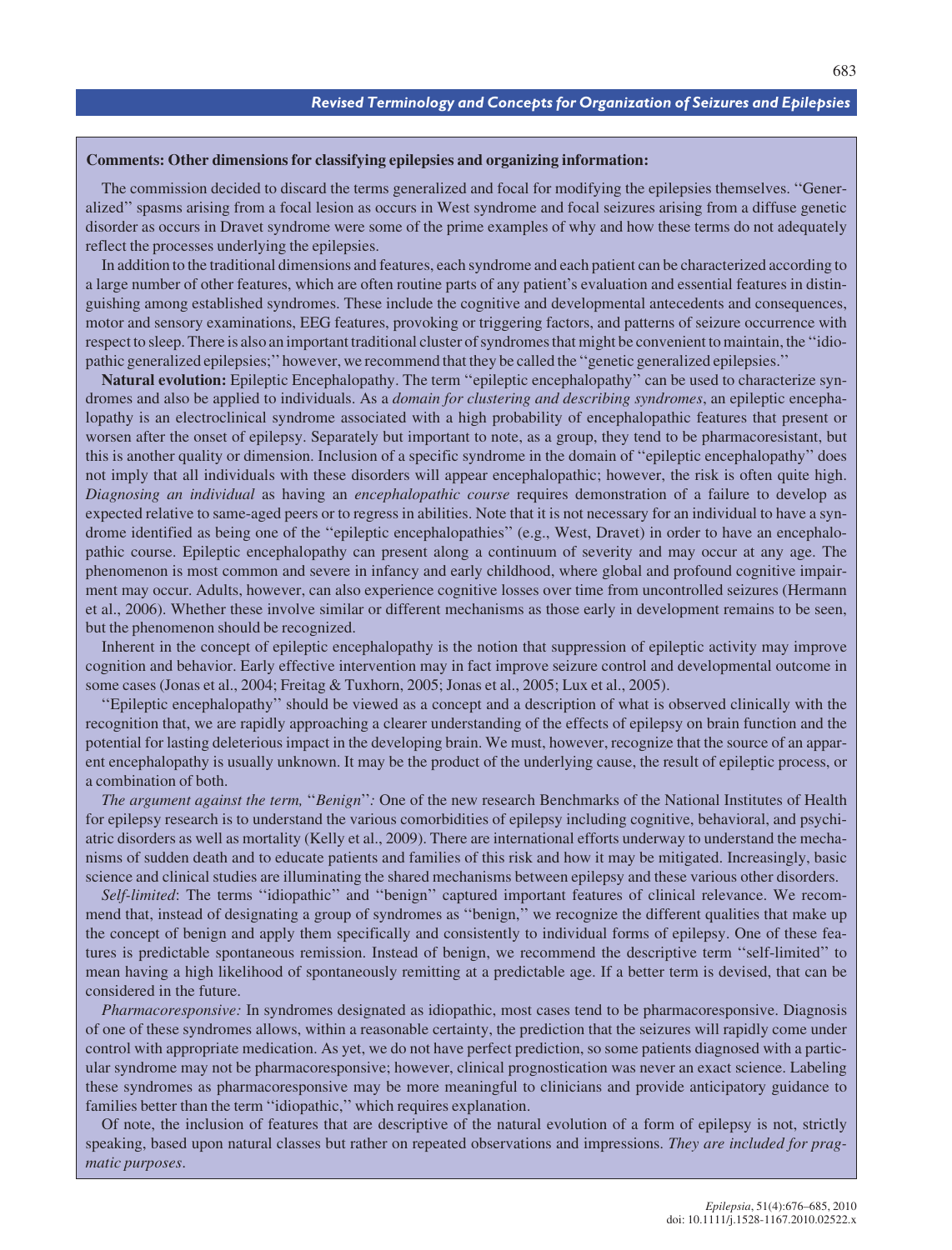**Comments: Other dimensions for classifying epilepsies and organizing information:**

The commission decided to discard the terms generalized and focal for modifying the epilepsies themselves. ''Generalized'' spasms arising from a focal lesion as occurs in West syndrome and focal seizures arising from a diffuse genetic disorder as occurs in Dravet syndrome were some of the prime examples of why and how these terms do not adequately reflect the processes underlying the epilepsies.

In addition to the traditional dimensions and features, each syndrome and each patient can be characterized according to a large number of other features, which are often routine parts of any patient's evaluation and essential features in distinguishing among established syndromes. These include the cognitive and developmental antecedents and consequences, motor and sensory examinations, EEG features, provoking or triggering factors, and patterns of seizure occurrence with respect to sleep. There is also an important traditional cluster of syndromes that might be convenient to maintain, the ''idiopathic generalized epilepsies;'' however, we recommend that they be called the ''genetic generalized epilepsies.''

**Natural evolution:** Epileptic Encephalopathy. The term ''epileptic encephalopathy'' can be used to characterize syndromes and also be applied to individuals. As a *domain for clustering and describing syndromes*, an epileptic encephalopathy is an electroclinical syndrome associated with a high probability of encephalopathic features that present or worsen after the onset of epilepsy. Separately but important to note, as a group, they tend to be pharmacoresistant, but this is another quality or dimension. Inclusion of a specific syndrome in the domain of ''epileptic encephalopathy'' does not imply that all individuals with these disorders will appear encephalopathic; however, the risk is often quite high. *Diagnosing an individual* as having an *encephalopathic course* requires demonstration of a failure to develop as expected relative to same-aged peers or to regress in abilities. Note that it is not necessary for an individual to have a syndrome identified as being one of the ''epileptic encephalopathies'' (e.g., West, Dravet) in order to have an encephalopathic course. Epileptic encephalopathy can present along a continuum of severity and may occur at any age. The phenomenon is most common and severe in infancy and early childhood, where global and profound cognitive impairment may occur. Adults, however, can also experience cognitive losses over time from uncontrolled seizures (Hermann et al., 2006). Whether these involve similar or different mechanisms as those early in development remains to be seen, but the phenomenon should be recognized.

Inherent in the concept of epileptic encephalopathy is the notion that suppression of epileptic activity may improve cognition and behavior. Early effective intervention may in fact improve seizure control and developmental outcome in some cases (Jonas et al., 2004; Freitag & Tuxhorn, 2005; Jonas et al., 2005; Lux et al., 2005).

''Epileptic encephalopathy'' should be viewed as a concept and a description of what is observed clinically with the recognition that, we are rapidly approaching a clearer understanding of the effects of epilepsy on brain function and the potential for lasting deleterious impact in the developing brain. We must, however, recognize that the source of an apparent encephalopathy is usually unknown. It may be the product of the underlying cause, the result of epileptic process, or a combination of both.

*The argument against the term,* ''*Benign*''*:* One of the new research Benchmarks of the National Institutes of Health for epilepsy research is to understand the various comorbidities of epilepsy including cognitive, behavioral, and psychiatric disorders as well as mortality (Kelly et al., 2009). There are international efforts underway to understand the mechanisms of sudden death and to educate patients and families of this risk and how it may be mitigated. Increasingly, basic science and clinical studies are illuminating the shared mechanisms between epilepsy and these various other disorders.

*Self-limited*: The terms ''idiopathic'' and ''benign'' captured important features of clinical relevance. We recommend that, instead of designating a group of syndromes as ''benign,'' we recognize the different qualities that make up the concept of benign and apply them specifically and consistently to individual forms of epilepsy. One of these features is predictable spontaneous remission. Instead of benign, we recommend the descriptive term ''self-limited'' to mean having a high likelihood of spontaneously remitting at a predictable age. If a better term is devised, that can be considered in the future.

*Pharmacoresponsive:* In syndromes designated as idiopathic, most cases tend to be pharmacoresponsive. Diagnosis of one of these syndromes allows, within a reasonable certainty, the prediction that the seizures will rapidly come under control with appropriate medication. As yet, we do not have perfect prediction, so some patients diagnosed with a particular syndrome may not be pharmacoresponsive; however, clinical prognostication was never an exact science. Labeling these syndromes as pharmacoresponsive may be more meaningful to clinicians and provide anticipatory guidance to families better than the term ''idiopathic,'' which requires explanation.

Of note, the inclusion of features that are descriptive of the natural evolution of a form of epilepsy is not, strictly speaking, based upon natural classes but rather on repeated observations and impressions. *They are included for pragmatic purposes*.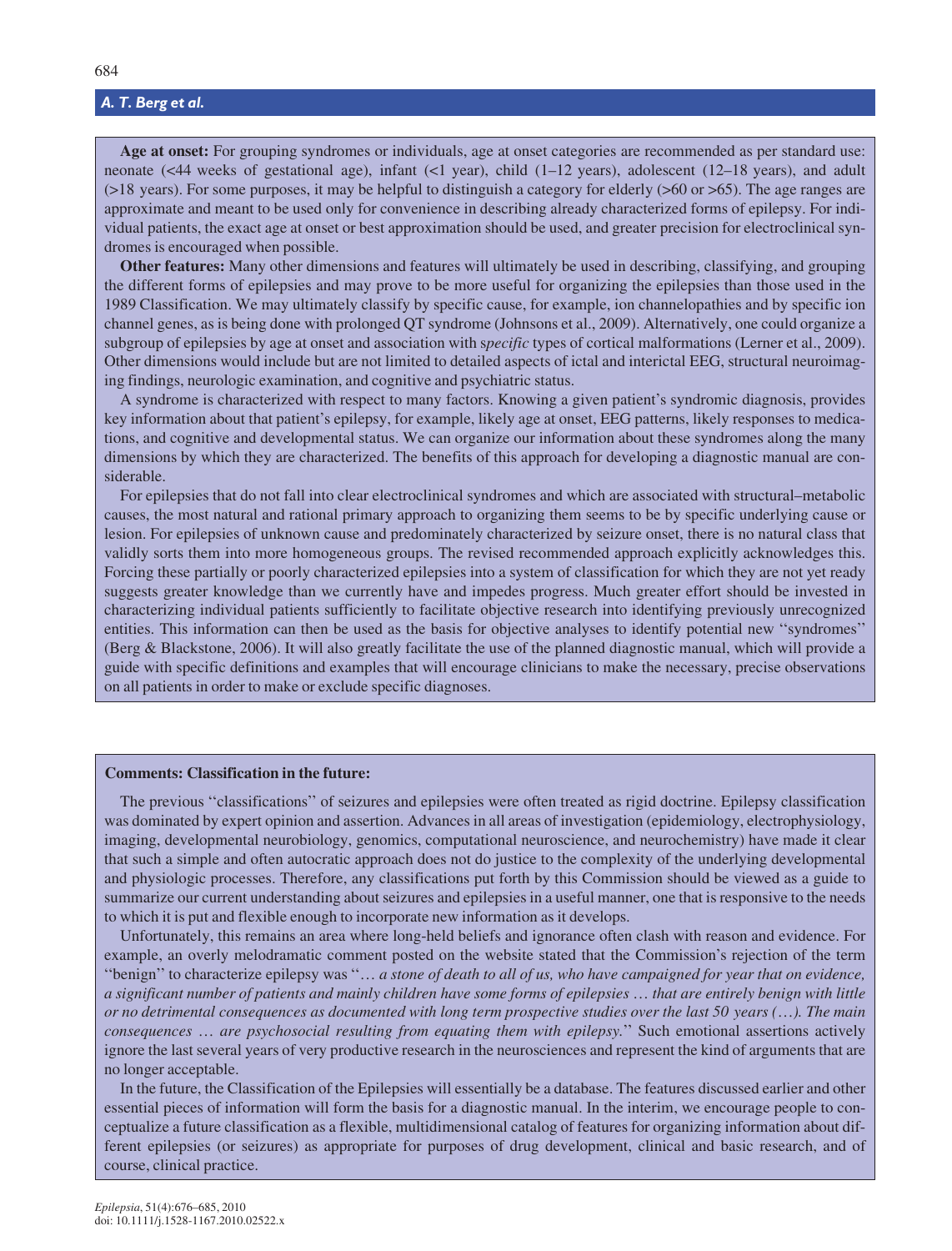**Age at onset:** For grouping syndromes or individuals, age at onset categories are recommended as per standard use: neonate (<44 weeks of gestational age), infant (<1 year), child (1–12 years), adolescent (12–18 years), and adult (>18 years). For some purposes, it may be helpful to distinguish a category for elderly (>60 or >65). The age ranges are approximate and meant to be used only for convenience in describing already characterized forms of epilepsy. For individual patients, the exact age at onset or best approximation should be used, and greater precision for electroclinical syndromes is encouraged when possible.

**Other features:** Many other dimensions and features will ultimately be used in describing, classifying, and grouping the different forms of epilepsies and may prove to be more useful for organizing the epilepsies than those used in the 1989 Classification. We may ultimately classify by specific cause, for example, ion channelopathies and by specific ion channel genes, as is being done with prolonged QT syndrome (Johnsons et al., 2009). Alternatively, one could organize a subgroup of epilepsies by age at onset and association with s*pecific* types of cortical malformations (Lerner et al., 2009). Other dimensions would include but are not limited to detailed aspects of ictal and interictal EEG, structural neuroimaging findings, neurologic examination, and cognitive and psychiatric status.

A syndrome is characterized with respect to many factors. Knowing a given patient's syndromic diagnosis, provides key information about that patient's epilepsy, for example, likely age at onset, EEG patterns, likely responses to medications, and cognitive and developmental status. We can organize our information about these syndromes along the many dimensions by which they are characterized. The benefits of this approach for developing a diagnostic manual are considerable.

For epilepsies that do not fall into clear electroclinical syndromes and which are associated with structural–metabolic causes, the most natural and rational primary approach to organizing them seems to be by specific underlying cause or lesion. For epilepsies of unknown cause and predominately characterized by seizure onset, there is no natural class that validly sorts them into more homogeneous groups. The revised recommended approach explicitly acknowledges this. Forcing these partially or poorly characterized epilepsies into a system of classification for which they are not yet ready suggests greater knowledge than we currently have and impedes progress. Much greater effort should be invested in characterizing individual patients sufficiently to facilitate objective research into identifying previously unrecognized entities. This information can then be used as the basis for objective analyses to identify potential new ''syndromes'' (Berg & Blackstone, 2006). It will also greatly facilitate the use of the planned diagnostic manual, which will provide a guide with specific definitions and examples that will encourage clinicians to make the necessary, precise observations on all patients in order to make or exclude specific diagnoses.

**Comments: Classification in the future:**

The previous ''classifications'' of seizures and epilepsies were often treated as rigid doctrine. Epilepsy classification was dominated by expert opinion and assertion. Advances in all areas of investigation (epidemiology, electrophysiology, imaging, developmental neurobiology, genomics, computational neuroscience, and neurochemistry) have made it clear that such a simple and often autocratic approach does not do justice to the complexity of the underlying developmental and physiologic processes. Therefore, any classifications put forth by this Commission should be viewed as a guide to summarize our current understanding about seizures and epilepsies in a useful manner, one that is responsive to the needs to which it is put and flexible enough to incorporate new information as it develops.

Unfortunately, this remains an area where long-held beliefs and ignorance often clash with reason and evidence. For example, an overly melodramatic comment posted on the website stated that the Commission's rejection of the term ''benign'' to characterize epilepsy was ''*… a stone of death to all of us, who have campaigned for year that on evidence, a significant number of patients and mainly children have some forms of epilepsies … that are entirely benign with little or no detrimental consequences as documented with long term prospective studies over the last 50 years (…). The main consequences … are psychosocial resulting from equating them with epilepsy.*'' Such emotional assertions actively ignore the last several years of very productive research in the neurosciences and represent the kind of arguments that are no longer acceptable.

In the future, the Classification of the Epilepsies will essentially be a database. The features discussed earlier and other essential pieces of information will form the basis for a diagnostic manual. In the interim, we encourage people to conceptualize a future classification as a flexible, multidimensional catalog of features for organizing information about different epilepsies (or seizures) as appropriate for purposes of drug development, clinical and basic research, and of course, clinical practice.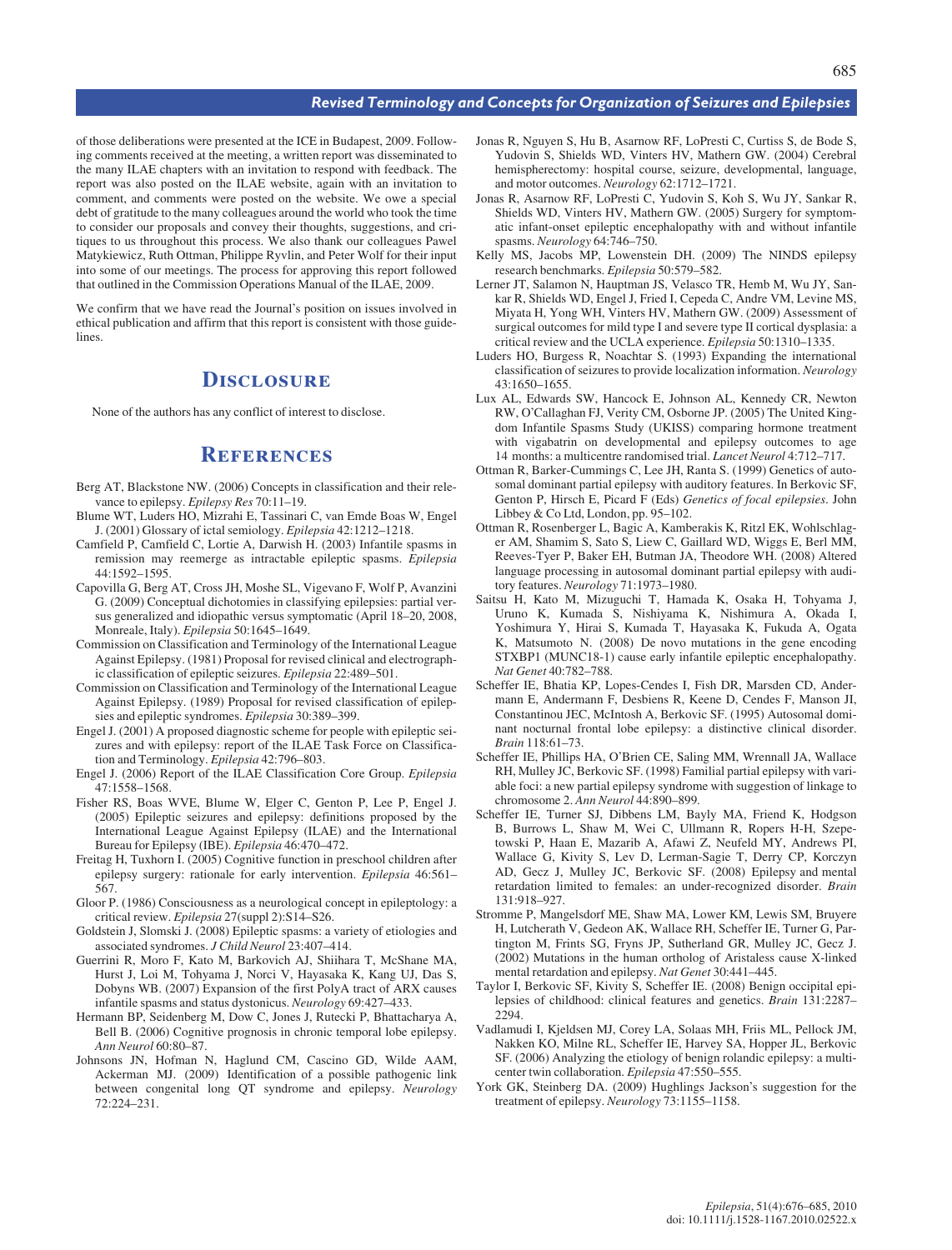of those deliberations were presented at the ICE in Budapest, 2009. Following comments received at the meeting, a written report was disseminated to the many ILAE chapters with an invitation to respond with feedback. The report was also posted on the ILAE website, again with an invitation to comment, and comments were posted on the website. We owe a special debt of gratitude to the many colleagues around the world who took the time to consider our proposals and convey their thoughts, suggestions, and critiques to us throughout this process. We also thank our colleagues Pawel Matykiewicz, Ruth Ottman, Philippe Ryvlin, and Peter Wolf for their input into some of our meetings. The process for approving this report followed that outlined in the Commission Operations Manual of the ILAE, 2009.

We confirm that we have read the Journal's position on issues involved in ethical publication and affirm that this report is consistent with those guidelines.

## Disclosure

None of the authors has any conflict of interest to disclose.

## References

Berg AT, Blackstone NW. (2006) Concepts in classification and their relevance to epilepsy. *Epilepsy Res* 70:11–19.

Blume WT, Luders HO, Mizrahi E, Tassinari C, van Emde Boas W, Engel J. (2001) Glossary of ictal semiology. *Epilepsia* 42:1212–1218.

Camfield P, Camfield C, Lortie A, Darwish H. (2003) Infantile spasms in remission may reemerge as intractable epileptic spasms. *Epilepsia* 44:1592–1595.

Capovilla G, Berg AT, Cross JH, Moshe SL, Vigevano F, Wolf P, Avanzini G. (2009) Conceptual dichotomies in classifying epilepsies: partial versus generalized and idiopathic versus symptomatic (April 18–20, 2008, Monreale, Italy). *Epilepsia* 50:1645–1649.

Commission on Classification and Terminology of the International League Against Epilepsy. (1981) Proposal for revised clinical and electrographic classification of epileptic seizures. *Epilepsia* 22:489–501.

Commission on Classification and Terminology of the International League Against Epilepsy. (1989) Proposal for revised classification of epilepsies and epileptic syndromes. *Epilepsia* 30:389–399.

Engel J. (2001) A proposed diagnostic scheme for people with epileptic seizures and with epilepsy: report of the ILAE Task Force on Classification and Terminology. *Epilepsia* 42:796–803.

Engel J. (2006) Report of the ILAE Classification Core Group. *Epilepsia* 47:1558–1568.

Fisher RS, Boas WVE, Blume W, Elger C, Genton P, Lee P, Engel J. (2005) Epileptic seizures and epilepsy: definitions proposed by the International League Against Epilepsy (ILAE) and the International Bureau for Epilepsy (IBE). *Epilepsia* 46:470–472.

Freitag H, Tuxhorn I. (2005) Cognitive function in preschool children after epilepsy surgery: rationale for early intervention. *Epilepsia* 46:561–567.

Gloor P. (1986) Consciousness as a neurological concept in epileptology: a critical review. *Epilepsia* 27(suppl 2):S14–S26.

Goldstein J, Slomski J. (2008) Epileptic spasms: a variety of etiologies and associated syndromes. *J Child Neurol* 23:407–414.

Guerrini R, Moro F, Kato M, Barkovich AJ, Shiihara T, McShane MA, Hurst J, Loi M, Tohyama J, Norci V, Hayasaka K, Kang UJ, Das S, Dobyns WB. (2007) Expansion of the first PolyA tract of ARX causes infantile spasms and status dystonicus. *Neurology* 69:427–433.

Hermann BP, Seidenberg M, Dow C, Jones J, Rutecki P, Bhattacharya A, Bell B. (2006) Cognitive prognosis in chronic temporal lobe epilepsy. *Ann Neurol* 60:80–87.

Johnsons JN, Hofman N, Haglund CM, Cascino GD, Wilde AAM, Ackerman MJ. (2009) Identification of a possible pathogenic link between congenital long QT syndrome and epilepsy. *Neurology* 72:224–231.

Jonas R, Nguyen S, Hu B, Asarnow RF, LoPresti C, Curtiss S, de Bode S, Yudovin S, Shields WD, Vinters HV, Mathern GW. (2004) Cerebral hemispherectomy: hospital course, seizure, developmental, language, and motor outcomes. *Neurology* 62:1712–1721.

Jonas R, Asarnow RF, LoPresti C, Yudovin S, Koh S, Wu JY, Sankar R, Shields WD, Vinters HV, Mathern GW. (2005) Surgery for symptomatic infant-onset epileptic encephalopathy with and without infantile spasms. *Neurology* 64:746–750.

Kelly MS, Jacobs MP, Lowenstein DH. (2009) The NINDS epilepsy research benchmarks. *Epilepsia* 50:579–582.

Lerner JT, Salamon N, Hauptman JS, Velasco TR, Hemb M, Wu JY, Sankar R, Shields WD, Engel J, Fried I, Cepeda C, Andre VM, Levine MS, Miyata H, Yong WH, Vinters HV, Mathern GW. (2009) Assessment of surgical outcomes for mild type I and severe type II cortical dysplasia: a critical review and the UCLA experience. *Epilepsia* 50:1310–1335.

Luders HO, Burgess R, Noachtar S. (1993) Expanding the international classification of seizures to provide localization information. *Neurology* 43:1650–1655.

Lux AL, Edwards SW, Hancock E, Johnson AL, Kennedy CR, Newton RW, O'Callaghan FJ, Verity CM, Osborne JP. (2005) The United Kingdom Infantile Spasms Study (UKISS) comparing hormone treatment with vigabatrin on developmental and epilepsy outcomes to age 14 months: a multicentre randomised trial. *Lancet Neurol* 4:712–717.

Ottman R, Barker-Cummings C, Lee JH, Ranta S. (1999) Genetics of autosomal dominant partial epilepsy with auditory features. In Berkovic SF, Genton P, Hirsch E, Picard F (Eds) *Genetics of focal epilepsies*. John Libbey & Co Ltd, London, pp. 95–102.

Ottman R, Rosenberger L, Bagic A, Kamberakis K, Ritzl EK, Wohlschlager AM, Shamim S, Sato S, Liew C, Gaillard WD, Wiggs E, Berl MM, Reeves-Tyer P, Baker EH, Butman JA, Theodore WH. (2008) Altered language processing in autosomal dominant partial epilepsy with auditory features. *Neurology* 71:1973–1980.

Saitsu H, Kato M, Mizuguchi T, Hamada K, Osaka H, Tohyama J, Uruno K, Kumada S, Nishiyama K, Nishimura A, Okada I, Yoshimura Y, Hirai S, Kumada T, Hayasaka K, Fukuda A, Ogata K, Matsumoto N. (2008) De novo mutations in the gene encoding STXBP1 (MUNC18-1) cause early infantile epileptic encephalopathy. *Nat Genet* 40:782–788.

Scheffer IE, Bhatia KP, Lopes-Cendes I, Fish DR, Marsden CD, Andermann E, Andermann F, Desbiens R, Keene D, Cendes F, Manson JI, Constantinou JEC, McIntosh A, Berkovic SF. (1995) Autosomal dominant nocturnal frontal lobe epilepsy: a distinctive clinical disorder. *Brain* 118:61–73.

Scheffer IE, Phillips HA, O'Brien CE, Saling MM, Wrennall JA, Wallace RH, Mulley JC, Berkovic SF. (1998) Familial partial epilepsy with variable foci: a new partial epilepsy syndrome with suggestion of linkage to chromosome 2. *Ann Neurol* 44:890–899.

Scheffer IE, Turner SJ, Dibbens LM, Bayly MA, Friend K, Hodgson B, Burrows L, Shaw M, Wei C, Ullmann R, Ropers H-H, Szepetowski P, Haan E, Mazarib A, Afawi Z, Neufeld MY, Andrews PI, Wallace G, Kivity S, Lev D, Lerman-Sagie T, Derry CP, Korczyn AD, Gecz J, Mulley JC, Berkovic SF. (2008) Epilepsy and mental retardation limited to females: an under-recognized disorder. *Brain* 131:918–927.

Stromme P, Mangelsdorf ME, Shaw MA, Lower KM, Lewis SM, Bruyere H, Lutcherath V, Gedeon AK, Wallace RH, Scheffer IE, Turner G, Partington M, Frints SG, Fryns JP, Sutherland GR, Mulley JC, Gecz J. (2002) Mutations in the human ortholog of Aristaless cause X-linked mental retardation and epilepsy. *Nat Genet* 30:441–445.

Taylor I, Berkovic SF, Kivity S, Scheffer IE. (2008) Benign occipital epilepsies of childhood: clinical features and genetics. *Brain* 131:2287–2294.

Vadlamudi I, Kjeldsen MJ, Corey LA, Solaas MH, Friis ML, Pellock JM, Nakken KO, Milne RL, Scheffer IE, Harvey SA, Hopper JL, Berkovic SF. (2006) Analyzing the etiology of benign rolandic epilepsy: a multicenter twin collaboration. *Epilepsia* 47:550–555.

York GK, Steinberg DA. (2009) Hughlings Jackson's suggestion for the treatment of epilepsy. *Neurology* 73:1155–1158.